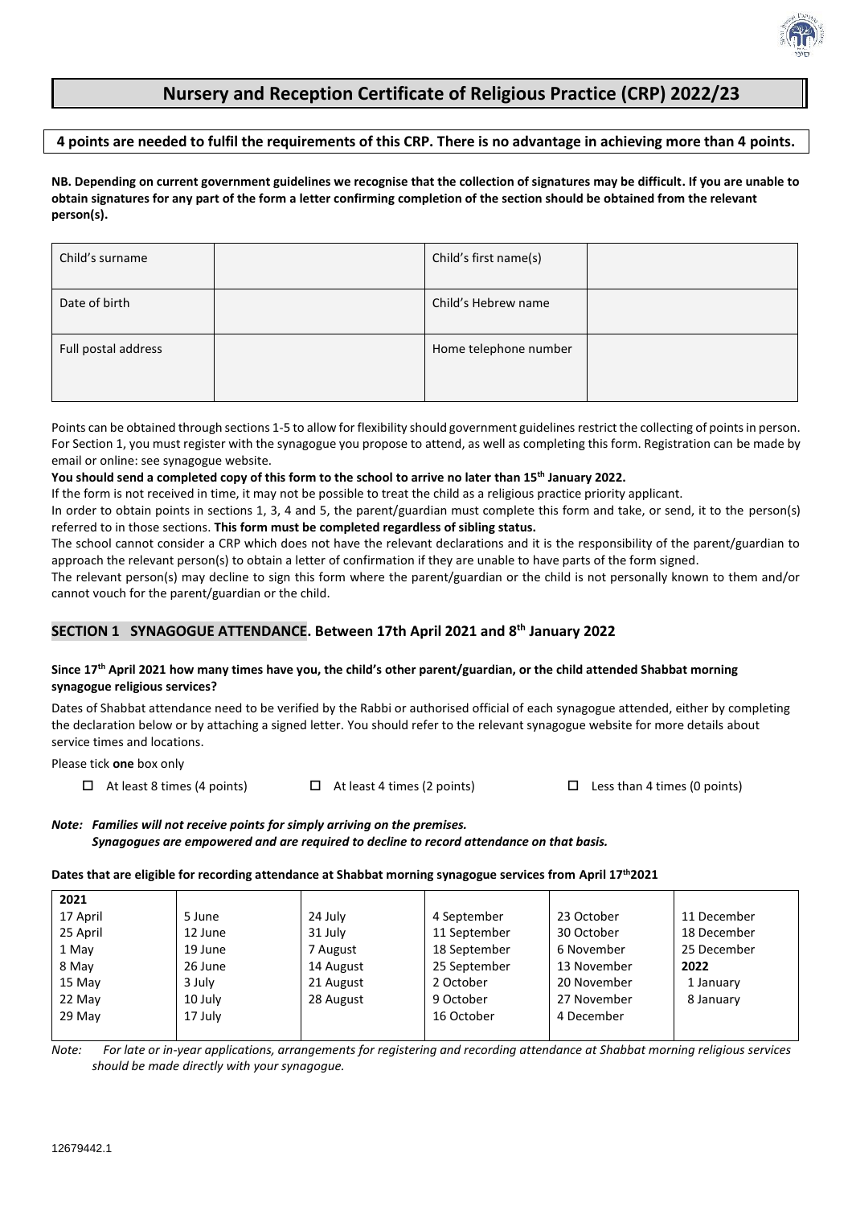# Nursery and Reception Certificate of Religious Practice (CRP) 2022/23

**4 points are needed to fulfil the requirements of this CRP. There is no advantage in achieving more than 4 points.**

**NB. Depending on current government guidelines we recognise that the collection of signatures may be difficult. If you are unable to obtain signatures for any part of the form a letter confirming completion of the section should be obtained from the relevant person(s).**

| Child's surname | | Child's first name(s) | |
|---|---|---|---|
| Date of birth | | Child's Hebrew name | |
| Full postal address | | Home telephone number | |

Points can be obtained through sections 1-5 to allow for flexibility should government guidelines restrict the collecting of points in person. For Section 1, you must register with the synagogue you propose to attend, as well as completing this form. Registration can be made by email or online: see synagogue website.

**You should send a completed copy of this form to the school to arrive no later than 15th January 2022.**

If the form is not received in time, it may not be possible to treat the child as a religious practice priority applicant.

In order to obtain points in sections 1, 3, 4 and 5, the parent/guardian must complete this form and take, or send, it to the person(s) referred to in those sections. **This form must be completed regardless of sibling status.**

The school cannot consider a CRP which does not have the relevant declarations and it is the responsibility of the parent/guardian to approach the relevant person(s) to obtain a letter of confirmation if they are unable to have parts of the form signed.

The relevant person(s) may decline to sign this form where the parent/guardian or the child is not personally known to them and/or cannot vouch for the parent/guardian or the child.

## SECTION 1 SYNAGOGUE ATTENDANCE. Between 17th April 2021 and 8th January 2022

**Since 17th April 2021 how many times have you, the child's other parent/guardian, or the child attended Shabbat morning synagogue religious services?**

Dates of Shabbat attendance need to be verified by the Rabbi or authorised official of each synagogue attended, either by completing the declaration below or by attaching a signed letter. You should refer to the relevant synagogue website for more details about service times and locations.

Please tick **one** box only

- ☐ At least 8 times (4 points)
- ☐ At least 4 times (2 points)
- ☐ Less than 4 times (0 points)

***Note: Families will not receive points for simply arriving on the premises. Synagogues are empowered and are required to decline to record attendance on that basis.***

**Dates that are eligible for recording attendance at Shabbat morning synagogue services from April 17th 2021**

| **2021** | | | | | |
|---|---|---|---|---|---|
| 17 April | 5 June | 24 July | 4 September | 23 October | 11 December |
| 25 April | 12 June | 31 July | 11 September | 30 October | 18 December |
| 1 May | 19 June | 7 August | 18 September | 6 November | 25 December |
| 8 May | 26 June | 14 August | 25 September | 13 November | **2022** |
| 15 May | 3 July | 21 August | 2 October | 20 November | 1 January |
| 22 May | 10 July | 28 August | 9 October | 27 November | 8 January |
| 29 May | 17 July | | 16 October | 4 December | |

*Note: For late or in-year applications, arrangements for registering and recording attendance at Shabbat morning religious services should be made directly with your synagogue.*

12679442.1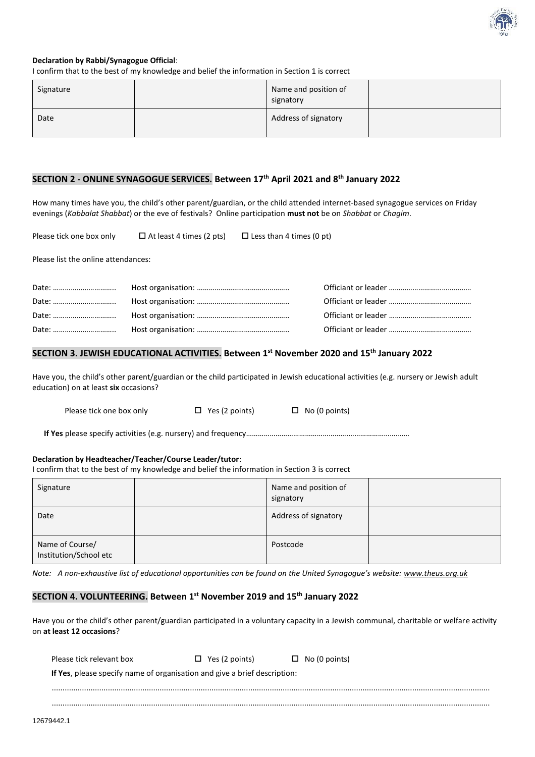**Declaration by Rabbi/Synagogue Official**:

I confirm that to the best of my knowledge and belief the information in Section 1 is correct

| Signature | | Name and position of signatory | |
|---|---|---|---|
| Date | | Address of signatory | |

## SECTION 2 - ONLINE SYNAGOGUE SERVICES. Between 17th April 2021 and 8th January 2022

How many times have you, the child's other parent/guardian, or the child attended internet-based synagogue services on Friday evenings (*Kabbalat Shabbat*) or the eve of festivals? Online participation **must not** be on *Shabbat* or *Chagim*.

Please tick one box only ☐ At least 4 times (2 pts) ☐ Less than 4 times (0 pt)

Please list the online attendances:

Date: ………………………… Host organisation: ……………………………………… Officiant or leader …………………………………

Date: ………………………… Host organisation: ……………………………………… Officiant or leader …………………………………

Date: ………………………… Host organisation: ……………………………………… Officiant or leader …………………………………

Date: ………………………… Host organisation: ……………………………………… Officiant or leader …………………………………

## SECTION 3. JEWISH EDUCATIONAL ACTIVITIES. Between 1st November 2020 and 15th January 2022

Have you, the child's other parent/guardian or the child participated in Jewish educational activities (e.g. nursery or Jewish adult education) on at least **six** occasions?

Please tick one box only ☐ Yes (2 points) ☐ No (0 points)

**If Yes** please specify activities (e.g. nursery) and frequency…………………………………………………………………………

**Declaration by Headteacher/Teacher/Course Leader/tutor**:

I confirm that to the best of my knowledge and belief the information in Section 3 is correct

| Signature | | Name and position of signatory | |
|---|---|---|---|
| Date | | Address of signatory | |
| Name of Course/ Institution/School etc | | Postcode | |

*Note: A non-exhaustive list of educational opportunities can be found on the United Synagogue's website: www.theus.org.uk*

## SECTION 4. VOLUNTEERING. Between 1st November 2019 and 15th January 2022

Have you or the child's other parent/guardian participated in a voluntary capacity in a Jewish communal, charitable or welfare activity on **at least 12 occasions**?

Please tick relevant box ☐ Yes (2 points) ☐ No (0 points)

**If Yes**, please specify name of organisation and give a brief description:

……………………………………………………………………………………………………………………………………………………………

……………………………………………………………………………………………………………………………………………………………

12679442.1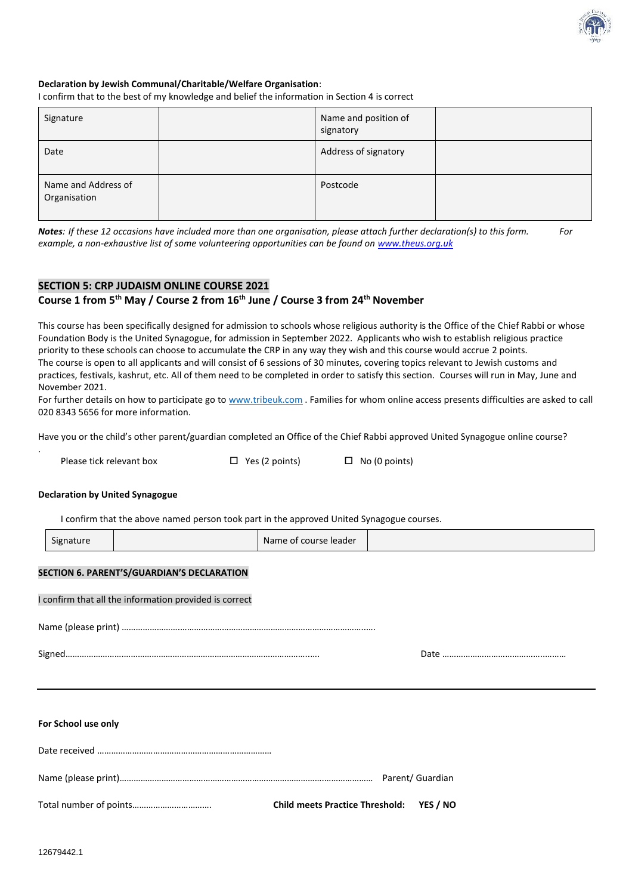**Declaration by Jewish Communal/Charitable/Welfare Organisation**:
I confirm that to the best of my knowledge and belief the information in Section 4 is correct

| | | | |
|---|---|---|---|
| Signature | | Name and position of signatory | |
| Date | | Address of signatory | |
| Name and Address of Organisation | | Postcode | |

***Notes**: If these 12 occasions have included more than one organisation, please attach further declaration(s) to this form. For example, a non-exhaustive list of some volunteering opportunities can be found on [www.theus.org.uk](http://www.theus.org.uk)*

## SECTION 5: CRP JUDAISM ONLINE COURSE 2021

### Course 1 from 5th May / Course 2 from 16th June / Course 3 from 24th November

This course has been specifically designed for admission to schools whose religious authority is the Office of the Chief Rabbi or whose Foundation Body is the United Synagogue, for admission in September 2022. Applicants who wish to establish religious practice priority to these schools can choose to accumulate the CRP in any way they wish and this course would accrue 2 points.
The course is open to all applicants and will consist of 6 sessions of 30 minutes, covering topics relevant to Jewish customs and practices, festivals, kashrut, etc. All of them need to be completed in order to satisfy this section. Courses will run in May, June and November 2021.
For further details on how to participate go to [www.tribeuk.com](http://www.tribeuk.com) . Families for whom online access presents difficulties are asked to call 020 8343 5656 for more information.

Have you or the child's other parent/guardian completed an Office of the Chief Rabbi approved United Synagogue online course?

Please tick relevant box ☐ Yes (2 points) ☐ No (0 points)

**Declaration by United Synagogue**

I confirm that the above named person took part in the approved United Synagogue courses.

| | | | |
|---|---|---|---|
| Signature | | Name of course leader | |

**SECTION 6. PARENT'S/GUARDIAN'S DECLARATION**

I confirm that all the information provided is correct

Name (please print) …………………………………………………………………………………………….

Signed…………………………………………………………………………………………… Date ………………………………………………

---

**For School use only**

Date received ………………………………………………………………

Name (please print)………………………………………………………………………………………… Parent/ Guardian

Total number of points……………………………. **Child meets Practice Threshold: YES / NO**

12679442.1